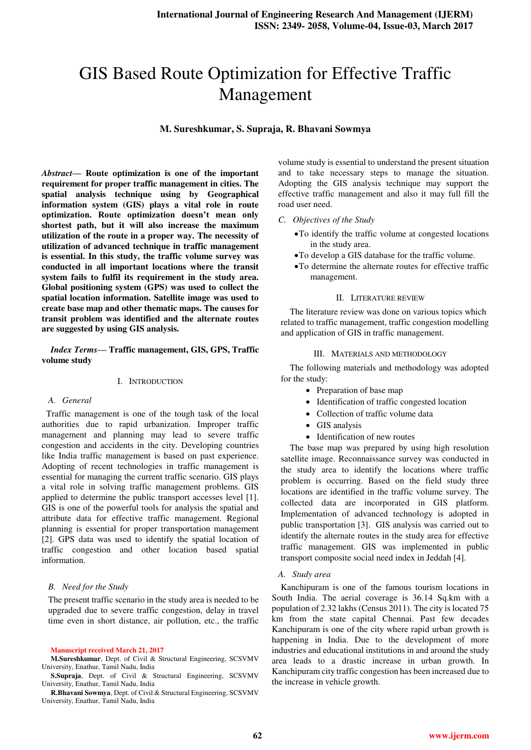# GIS Based Route Optimization for Effective Traffic Management

**M. Sureshkumar, S. Supraja, R. Bhavani Sowmya**

***Abstract*— Route optimization is one of the important requirement for proper traffic management in cities. The spatial analysis technique using by Geographical information system (GIS) plays a vital role in route optimization. Route optimization doesn't mean only shortest path, but it will also increase the maximum utilization of the route in a proper way. The necessity of utilization of advanced technique in traffic management is essential. In this study, the traffic volume survey was conducted in all important locations where the transit system fails to fulfil its requirement in the study area. Global positioning system (GPS) was used to collect the spatial location information. Satellite image was used to create base map and other thematic maps. The causes for transit problem was identified and the alternate routes are suggested by using GIS analysis.**

***Index Terms*— Traffic management, GIS, GPS, Traffic volume study**

## I. Introduction

### A. General

Traffic management is one of the tough task of the local authorities due to rapid urbanization. Improper traffic management and planning may lead to severe traffic congestion and accidents in the city. Developing countries like India traffic management is based on past experience. Adopting of recent technologies in traffic management is essential for managing the current traffic scenario. GIS plays a vital role in solving traffic management problems. GIS applied to determine the public transport accesses level [1]. GIS is one of the powerful tools for analysis the spatial and attribute data for effective traffic management. Regional planning is essential for proper transportation management [2]. GPS data was used to identify the spatial location of traffic congestion and other location based spatial information.

### B. Need for the Study

The present traffic scenario in the study area is needed to be upgraded due to severe traffic congestion, delay in travel time even in short distance, air pollution, etc., the traffic volume study is essential to understand the present situation and to take necessary steps to manage the situation. Adopting the GIS analysis technique may support the effective traffic management and also it may full fill the road user need.

### C. Objectives of the Study

- To identify the traffic volume at congested locations in the study area.
- To develop a GIS database for the traffic volume.
- To determine the alternate routes for effective traffic management.

## II. Literature Review

The literature review was done on various topics which related to traffic management, traffic congestion modelling and application of GIS in traffic management.

## III. Materials and Methodology

The following materials and methodology was adopted for the study:

- Preparation of base map
- Identification of traffic congested location
- Collection of traffic volume data
- GIS analysis
- Identification of new routes

The base map was prepared by using high resolution satellite image. Reconnaissance survey was conducted in the study area to identify the locations where traffic problem is occurring. Based on the field study three locations are identified in the traffic volume survey. The collected data are incorporated in GIS platform. Implementation of advanced technology is adopted in public transportation [3]. GIS analysis was carried out to identify the alternate routes in the study area for effective traffic management. GIS was implemented in public transport composite social need index in Jeddah [4].

### A. Study area

Kanchipuram is one of the famous tourism locations in South India. The aerial coverage is 36.14 Sq.km with a population of 2.32 lakhs (Census 2011). The city is located 75 km from the state capital Chennai. Past few decades Kanchipuram is one of the city where rapid urban growth is happening in India. Due to the development of more industries and educational institutions in and around the study area leads to a drastic increase in urban growth. In Kanchipuram city traffic congestion has been increased due to the increase in vehicle growth.

---

Manuscript received March 21, 2017

**M.Sureshkumar**, Dept. of Civil & Structural Engineering, SCSVMV University, Enathur, Tamil Nadu, India

**S.Supraja**, Dept. of Civil & Structural Engineering, SCSVMV University, Enathur, Tamil Nadu, India

**R.Bhavani Sowmya**, Dept. of Civil & Structural Engineering, SCSVMV University, Enathur, Tamil Nadu, India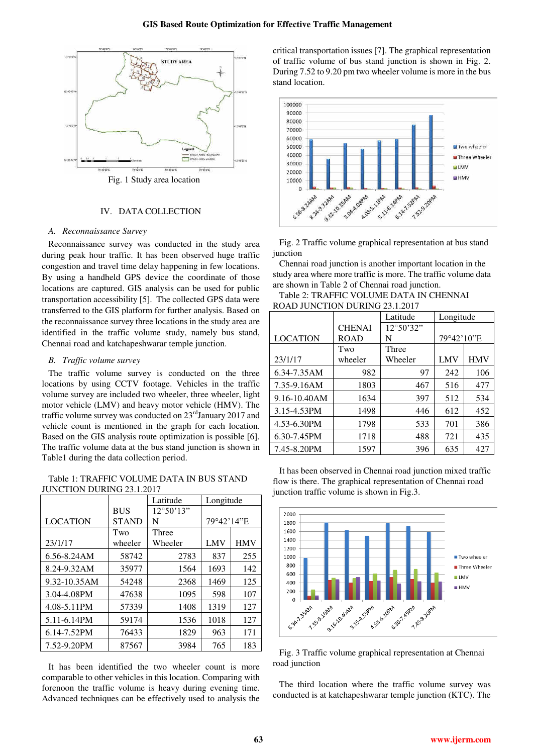Fig. 1 Study area location

## IV. DATA COLLECTION

### *A. Reconnaissance Survey*

Reconnaissance survey was conducted in the study area during peak hour traffic. It has been observed huge traffic congestion and travel time delay happening in few locations. By using a handheld GPS device the coordinate of those locations are captured. GIS analysis can be used for public transportation accessibility [5]. The collected GPS data were transferred to the GIS platform for further analysis. Based on the reconnaissance survey three locations in the study area are identified in the traffic volume study, namely bus stand, Chennai road and katchapeshwarar temple junction.

### *B. Traffic volume survey*

The traffic volume survey is conducted on the three locations by using CCTV footage. Vehicles in the traffic volume survey are included two wheeler, three wheeler, light motor vehicle (LMV) and heavy motor vehicle (HMV). The traffic volume survey was conducted on 23[rd] January 2017 and vehicle count is mentioned in the graph for each location. Based on the GIS analysis route optimization is possible [6]. The traffic volume data at the bus stand junction is shown in Table1 during the data collection period.

Table 1: TRAFFIC VOLUME DATA IN BUS STAND JUNCTION DURING 23.1.2017

| LOCATION | BUS STAND | Latitude 12°50'13" N | Longitude 79°42'14"E | |
|---|---|---|---|---|
| 23/1/17 | Two wheeler | Three Wheeler | LMV | HMV |
| 6.56-8.24AM | 58742 | 2783 | 837 | 255 |
| 8.24-9.32AM | 35977 | 1564 | 1693 | 142 |
| 9.32-10.35AM | 54248 | 2368 | 1469 | 125 |
| 3.04-4.08PM | 47638 | 1095 | 598 | 107 |
| 4.08-5.11PM | 57339 | 1408 | 1319 | 127 |
| 5.11-6.14PM | 59174 | 1536 | 1018 | 127 |
| 6.14-7.52PM | 76433 | 1829 | 963 | 171 |
| 7.52-9.20PM | 87567 | 3984 | 765 | 183 |

It has been identified the two wheeler count is more comparable to other vehicles in this location. Comparing with forenoon the traffic volume is heavy during evening time. Advanced techniques can be effectively used to analysis the critical transportation issues [7]. The graphical representation of traffic volume of bus stand junction is shown in Fig. 2. During 7.52 to 9.20 pm two wheeler volume is more in the bus stand location.

Fig. 2 Traffic volume graphical representation at bus stand junction

Chennai road junction is another important location in the study area where more traffic is more. The traffic volume data are shown in Table 2 of Chennai road junction.

Table 2: TRAFFIC VOLUME DATA IN CHENNAI ROAD JUNCTION DURING 23.1.2017

| LOCATION | CHENAI ROAD | Latitude 12°50'32" N | Longitude 79°42'10"E | |
|---|---|---|---|---|
| 23/1/17 | Two wheeler | Three Wheeler | LMV | HMV |
| 6.34-7.35AM | 982 | 97 | 242 | 106 |
| 7.35-9.16AM | 1803 | 467 | 516 | 477 |
| 9.16-10.40AM | 1634 | 397 | 512 | 534 |
| 3.15-4.53PM | 1498 | 446 | 612 | 452 |
| 4.53-6.30PM | 1798 | 533 | 701 | 386 |
| 6.30-7.45PM | 1718 | 488 | 721 | 435 |
| 7.45-8.20PM | 1597 | 396 | 635 | 427 |

It has been observed in Chennai road junction mixed traffic flow is there. The graphical representation of Chennai road junction traffic volume is shown in Fig.3.

Fig. 3 Traffic volume graphical representation at Chennai road junction

The third location where the traffic volume survey was conducted is at katchapeshwarar temple junction (KTC). The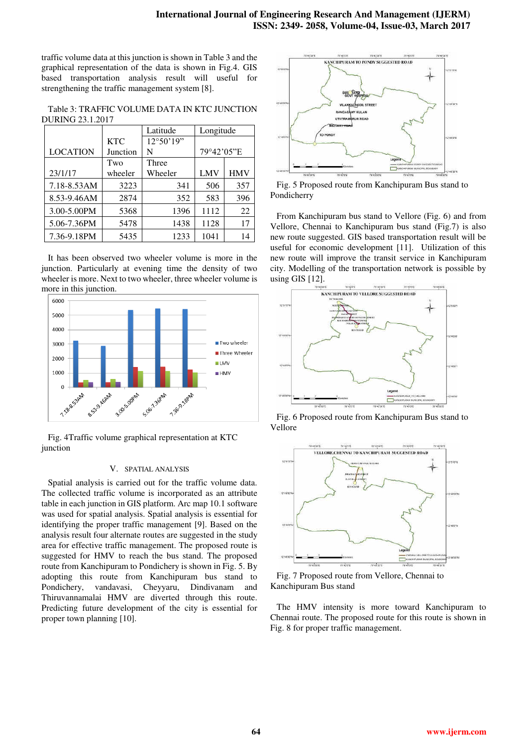traffic volume data at this junction is shown in Table 3 and the graphical representation of the data is shown in Fig.4. GIS based transportation analysis result will useful for strengthening the traffic management system [8].

Table 3: TRAFFIC VOLUME DATA IN KTC JUNCTION DURING 23.1.2017

| LOCATION | KTC Junction | Latitude 12°50'19" N | Longitude 79°42'05"E | |
|---|---|---|---|---|
| 23/1/17 | Two wheeler | Three Wheeler | LMV | HMV |
| 7.18-8.53AM | 3223 | 341 | 506 | 357 |
| 8.53-9.46AM | 2874 | 352 | 583 | 396 |
| 3.00-5.00PM | 5368 | 1396 | 1112 | 22 |
| 5.06-7.36PM | 5478 | 1438 | 1128 | 17 |
| 7.36-9.18PM | 5435 | 1233 | 1041 | 14 |

It has been observed two wheeler volume is more in the junction. Particularly at evening time the density of two wheeler is more. Next to two wheeler, three wheeler volume is more in this junction.

Fig. 4Traffic volume graphical representation at KTC junction

## V. SPATIAL ANALYSIS

Spatial analysis is carried out for the traffic volume data. The collected traffic volume is incorporated as an attribute table in each junction in GIS platform. Arc map 10.1 software was used for spatial analysis. Spatial analysis is essential for identifying the proper traffic management [9]. Based on the analysis result four alternate routes are suggested in the study area for effective traffic management. The proposed route is suggested for HMV to reach the bus stand. The proposed route from Kanchipuram to Pondichery is shown in Fig. 5. By adopting this route from Kanchipuram bus stand to Pondichery, vandavasi, Cheyyaru, Dindivanam and Thiruvannamalai HMV are diverted through this route. Predicting future development of the city is essential for proper town planning [10].

Fig. 5 Proposed route from Kanchipuram Bus stand to Pondicherry

From Kanchipuram bus stand to Vellore (Fig. 6) and from Vellore, Chennai to Kanchipuram bus stand (Fig.7) is also new route suggested. GIS based transportation result will be useful for economic development [11]. Utilization of this new route will improve the transit service in Kanchipuram city. Modelling of the transportation network is possible by using GIS [12].

Fig. 6 Proposed route from Kanchipuram Bus stand to Vellore

Fig. 7 Proposed route from Vellore, Chennai to Kanchipuram Bus stand

The HMV intensity is more toward Kanchipuram to Chennai route. The proposed route for this route is shown in Fig. 8 for proper traffic management.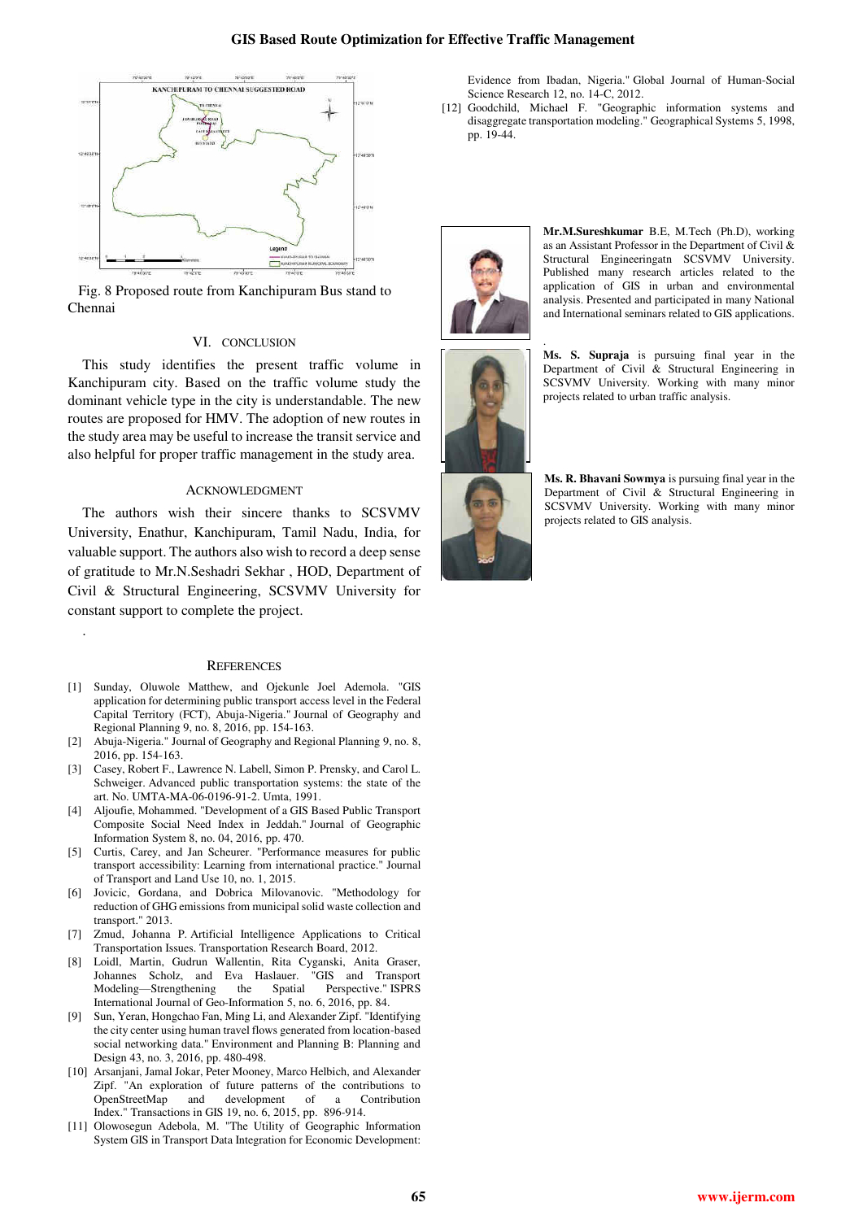KANCHIPURAM TO CHENNAI SUGGESTED ROAD

Fig. 8 Proposed route from Kanchipuram Bus stand to Chennai

## VI. CONCLUSION

This study identifies the present traffic volume in Kanchipuram city. Based on the traffic volume study the dominant vehicle type in the city is understandable. The new routes are proposed for HMV. The adoption of new routes in the study area may be useful to increase the transit service and also helpful for proper traffic management in the study area.

## ACKNOWLEDGMENT

The authors wish their sincere thanks to SCSVMV University, Enathur, Kanchipuram, Tamil Nadu, India, for valuable support. The authors also wish to record a deep sense of gratitude to Mr.N.Seshadri Sekhar , HOD, Department of Civil & Structural Engineering, SCSVMV University for constant support to complete the project.

## REFERENCES

[1] Sunday, Oluwole Matthew, and Ojekunle Joel Ademola. "GIS application for determining public transport access level in the Federal Capital Territory (FCT), Abuja-Nigeria." Journal of Geography and Regional Planning 9, no. 8, 2016, pp. 154-163.

[2] Abuja-Nigeria." Journal of Geography and Regional Planning 9, no. 8, 2016, pp. 154-163.

[3] Casey, Robert F., Lawrence N. Labell, Simon P. Prensky, and Carol L. Schweiger. Advanced public transportation systems: the state of the art. No. UMTA-MA-06-0196-91-2. Umta, 1991.

[4] Aljoufie, Mohammed. "Development of a GIS Based Public Transport Composite Social Need Index in Jeddah." Journal of Geographic Information System 8, no. 04, 2016, pp. 470.

[5] Curtis, Carey, and Jan Scheurer. "Performance measures for public transport accessibility: Learning from international practice." Journal of Transport and Land Use 10, no. 1, 2015.

[6] Jovicic, Gordana, and Dobrica Milovanovic. "Methodology for reduction of GHG emissions from municipal solid waste collection and transport." 2013.

[7] Zmud, Johanna P. Artificial Intelligence Applications to Critical Transportation Issues. Transportation Research Board, 2012.

[8] Loidl, Martin, Gudrun Wallentin, Rita Cyganski, Anita Graser, Johannes Scholz, and Eva Haslauer. "GIS and Transport Modeling—Strengthening the Spatial Perspective." ISPRS International Journal of Geo-Information 5, no. 6, 2016, pp. 84.

[9] Sun, Yeran, Hongchao Fan, Ming Li, and Alexander Zipf. "Identifying the city center using human travel flows generated from location-based social networking data." Environment and Planning B: Planning and Design 43, no. 3, 2016, pp. 480-498.

[10] Arsanjani, Jamal Jokar, Peter Mooney, Marco Helbich, and Alexander Zipf. "An exploration of future patterns of the contributions to OpenStreetMap and development of a Contribution Index." Transactions in GIS 19, no. 6, 2015, pp. 896-914.

[11] Olowosegun Adebola, M. "The Utility of Geographic Information System GIS in Transport Data Integration for Economic Development: Evidence from Ibadan, Nigeria." Global Journal of Human-Social Science Research 12, no. 14-C, 2012.

[12] Goodchild, Michael F. "Geographic information systems and disaggregate transportation modeling." Geographical Systems 5, 1998, pp. 19-44.

**Mr.M.Sureshkumar** B.E, M.Tech (Ph.D), working as an Assistant Professor in the Department of Civil & Structural Engineeringatn SCSVMV University. Published many research articles related to the application of GIS in urban and environmental analysis. Presented and participated in many National and International seminars related to GIS applications.

**Ms. S. Supraja** is pursuing final year in the Department of Civil & Structural Engineering in SCSVMV University. Working with many minor projects related to urban traffic analysis.

**Ms. R. Bhavani Sowmya** is pursuing final year in the Department of Civil & Structural Engineering in SCSVMV University. Working with many minor projects related to GIS analysis.